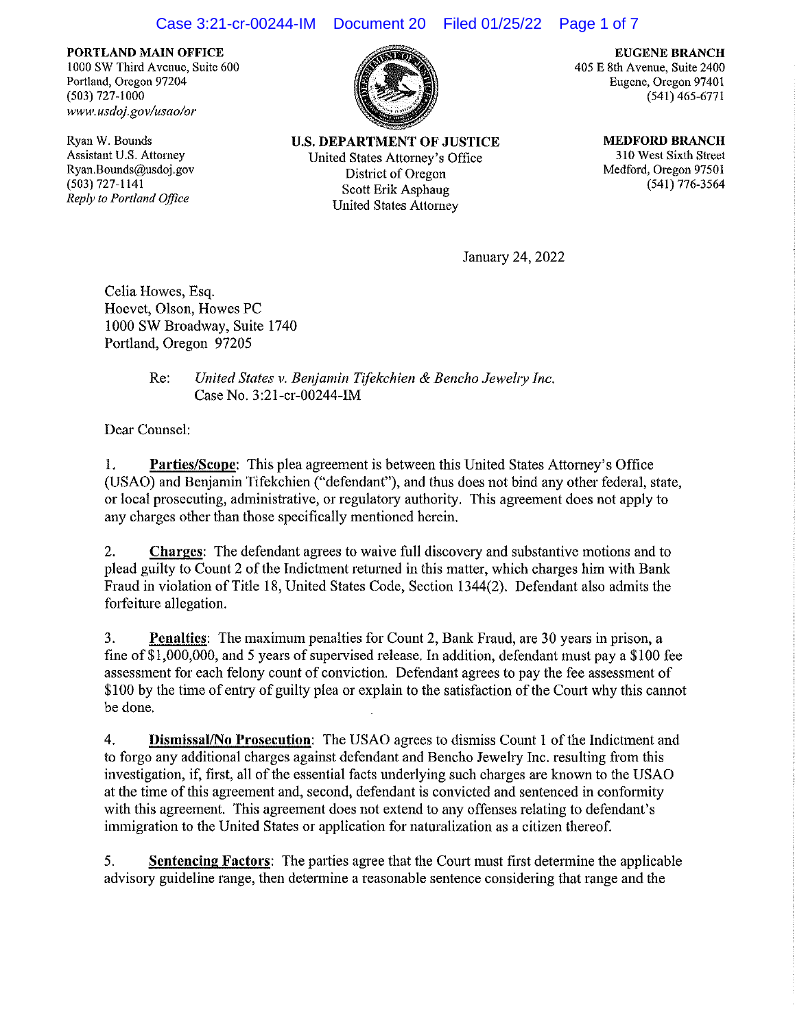**PORTLAND MAIN OFFICE**
1000 SW Third Avenue, Suite 600
Portland, Oregon 97204
(503) 727-1000
*www.usdoj.gov/usao/or*

Ryan W. Bounds
Assistant U.S. Attorney
Ryan.Bounds@usdoj.gov
(503) 727-1141
*Reply to Portland Office*

**U.S. DEPARTMENT OF JUSTICE**
United States Attorney's Office
District of Oregon
Scott Erik Asphaug
United States Attorney

**EUGENE BRANCH**
405 E 8th Avenue, Suite 2400
Eugene, Oregon 97401
(541) 465-6771

**MEDFORD BRANCH**
310 West Sixth Street
Medford, Oregon 97501
(541) 776-3564

January 24, 2022

Celia Howes, Esq.
Hoevet, Olson, Howes PC
1000 SW Broadway, Suite 1740
Portland, Oregon 97205

Re: *United States v. Benjamin Tifekchien & Bencho Jewelry Inc.*
Case No. 3:21-cr-00244-IM

Dear Counsel:

1. **Parties/Scope**: This plea agreement is between this United States Attorney's Office (USAO) and Benjamin Tifekchien ("defendant"), and thus does not bind any other federal, state, or local prosecuting, administrative, or regulatory authority. This agreement does not apply to any charges other than those specifically mentioned herein.

2. **Charges**: The defendant agrees to waive full discovery and substantive motions and to plead guilty to Count 2 of the Indictment returned in this matter, which charges him with Bank Fraud in violation of Title 18, United States Code, Section 1344(2). Defendant also admits the forfeiture allegation.

3. **Penalties**: The maximum penalties for Count 2, Bank Fraud, are 30 years in prison, a fine of $1,000,000, and 5 years of supervised release. In addition, defendant must pay a $100 fee assessment for each felony count of conviction. Defendant agrees to pay the fee assessment of $100 by the time of entry of guilty plea or explain to the satisfaction of the Court why this cannot be done.

4. **Dismissal/No Prosecution**: The USAO agrees to dismiss Count 1 of the Indictment and to forgo any additional charges against defendant and Bencho Jewelry Inc. resulting from this investigation, if, first, all of the essential facts underlying such charges are known to the USAO at the time of this agreement and, second, defendant is convicted and sentenced in conformity with this agreement. This agreement does not extend to any offenses relating to defendant's immigration to the United States or application for naturalization as a citizen thereof.

5. **Sentencing Factors**: The parties agree that the Court must first determine the applicable advisory guideline range, then determine a reasonable sentence considering that range and the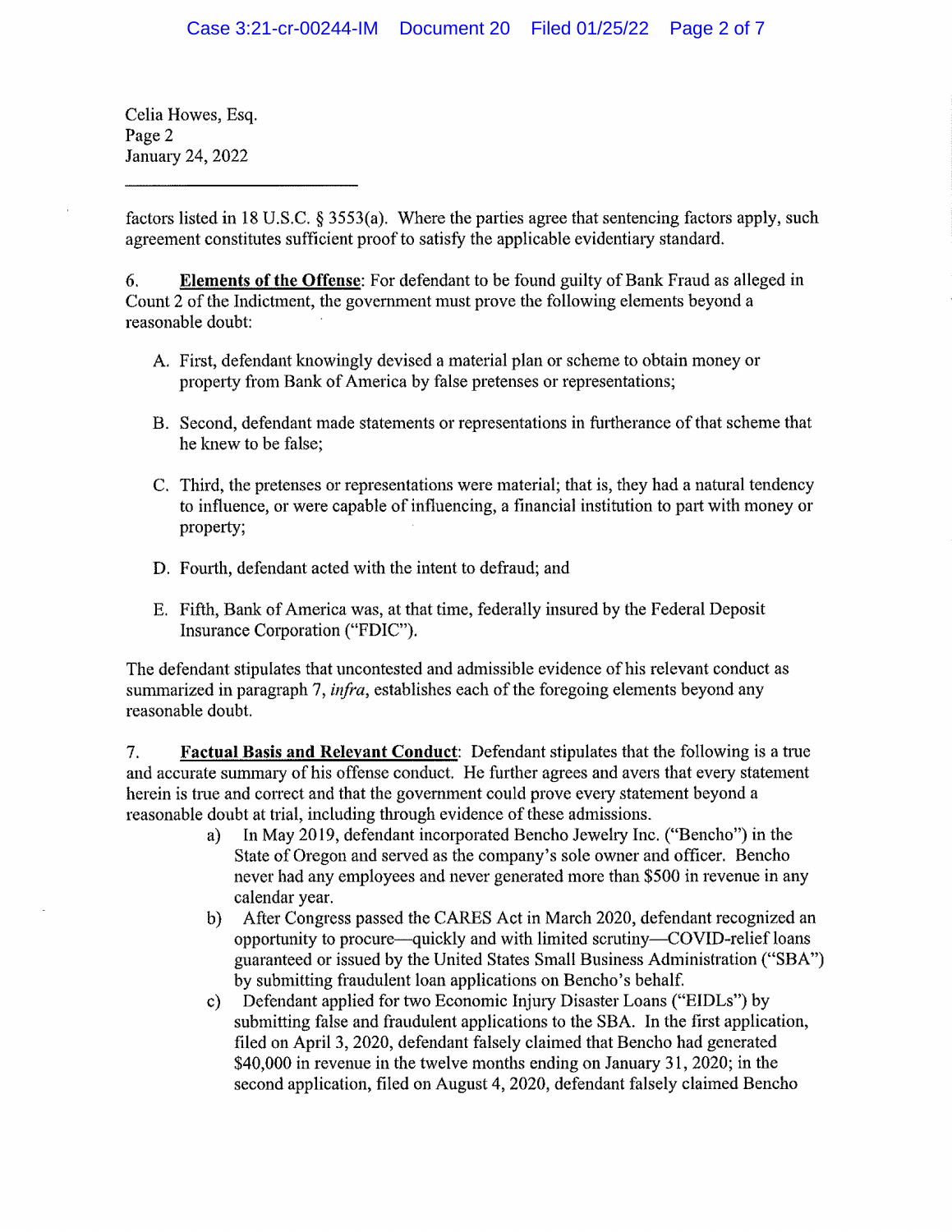Celia Howes, Esq.
Page 2
January 24, 2022

---

factors listed in 18 U.S.C. § 3553(a). Where the parties agree that sentencing factors apply, such agreement constitutes sufficient proof to satisfy the applicable evidentiary standard.

6. **Elements of the Offense**: For defendant to be found guilty of Bank Fraud as alleged in Count 2 of the Indictment, the government must prove the following elements beyond a reasonable doubt:

A. First, defendant knowingly devised a material plan or scheme to obtain money or property from Bank of America by false pretenses or representations;

B. Second, defendant made statements or representations in furtherance of that scheme that he knew to be false;

C. Third, the pretenses or representations were material; that is, they had a natural tendency to influence, or were capable of influencing, a financial institution to part with money or property;

D. Fourth, defendant acted with the intent to defraud; and

E. Fifth, Bank of America was, at that time, federally insured by the Federal Deposit Insurance Corporation ("FDIC").

The defendant stipulates that uncontested and admissible evidence of his relevant conduct as summarized in paragraph 7, *infra*, establishes each of the foregoing elements beyond any reasonable doubt.

7. **Factual Basis and Relevant Conduct**: Defendant stipulates that the following is a true and accurate summary of his offense conduct. He further agrees and avers that every statement herein is true and correct and that the government could prove every statement beyond a reasonable doubt at trial, including through evidence of these admissions.

a) In May 2019, defendant incorporated Bencho Jewelry Inc. ("Bencho") in the State of Oregon and served as the company's sole owner and officer. Bencho never had any employees and never generated more than $500 in revenue in any calendar year.

b) After Congress passed the CARES Act in March 2020, defendant recognized an opportunity to procure—quickly and with limited scrutiny—COVID-relief loans guaranteed or issued by the United States Small Business Administration ("SBA") by submitting fraudulent loan applications on Bencho's behalf.

c) Defendant applied for two Economic Injury Disaster Loans ("EIDLs") by submitting false and fraudulent applications to the SBA. In the first application, filed on April 3, 2020, defendant falsely claimed that Bencho had generated $40,000 in revenue in the twelve months ending on January 31, 2020; in the second application, filed on August 4, 2020, defendant falsely claimed Bencho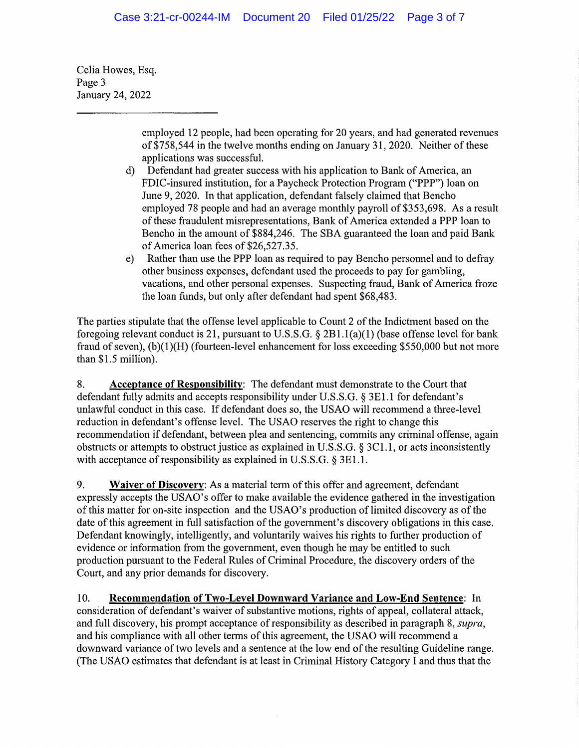Celia Howes, Esq.
Page 3
January 24, 2022

employed 12 people, had been operating for 20 years, and had generated revenues of $758,544 in the twelve months ending on January 31, 2020. Neither of these applications was successful.

d) Defendant had greater success with his application to Bank of America, an FDIC-insured institution, for a Paycheck Protection Program ("PPP") loan on June 9, 2020. In that application, defendant falsely claimed that Bencho employed 78 people and had an average monthly payroll of $353,698. As a result of these fraudulent misrepresentations, Bank of America extended a PPP loan to Bencho in the amount of $884,246. The SBA guaranteed the loan and paid Bank of America loan fees of $26,527.35.

e) Rather than use the PPP loan as required to pay Bencho personnel and to defray other business expenses, defendant used the proceeds to pay for gambling, vacations, and other personal expenses. Suspecting fraud, Bank of America froze the loan funds, but only after defendant had spent $68,483.

The parties stipulate that the offense level applicable to Count 2 of the Indictment based on the foregoing relevant conduct is 21, pursuant to U.S.S.G. § 2B1.1(a)(1) (base offense level for bank fraud of seven), (b)(1)(H) (fourteen-level enhancement for loss exceeding $550,000 but not more than $1.5 million).

8. **Acceptance of Responsibility**: The defendant must demonstrate to the Court that defendant fully admits and accepts responsibility under U.S.S.G. § 3E1.1 for defendant's unlawful conduct in this case. If defendant does so, the USAO will recommend a three-level reduction in defendant's offense level. The USAO reserves the right to change this recommendation if defendant, between plea and sentencing, commits any criminal offense, again obstructs or attempts to obstruct justice as explained in U.S.S.G. § 3C1.1, or acts inconsistently with acceptance of responsibility as explained in U.S.S.G. § 3E1.1.

9. **Waiver of Discovery**: As a material term of this offer and agreement, defendant expressly accepts the USAO's offer to make available the evidence gathered in the investigation of this matter for on-site inspection and the USAO's production of limited discovery as of the date of this agreement in full satisfaction of the government's discovery obligations in this case. Defendant knowingly, intelligently, and voluntarily waives his rights to further production of evidence or information from the government, even though he may be entitled to such production pursuant to the Federal Rules of Criminal Procedure, the discovery orders of the Court, and any prior demands for discovery.

10. **Recommendation of Two-Level Downward Variance and Low-End Sentence**: In consideration of defendant's waiver of substantive motions, rights of appeal, collateral attack, and full discovery, his prompt acceptance of responsibility as described in paragraph 8, *supra*, and his compliance with all other terms of this agreement, the USAO will recommend a downward variance of two levels and a sentence at the low end of the resulting Guideline range. (The USAO estimates that defendant is at least in Criminal History Category I and thus that the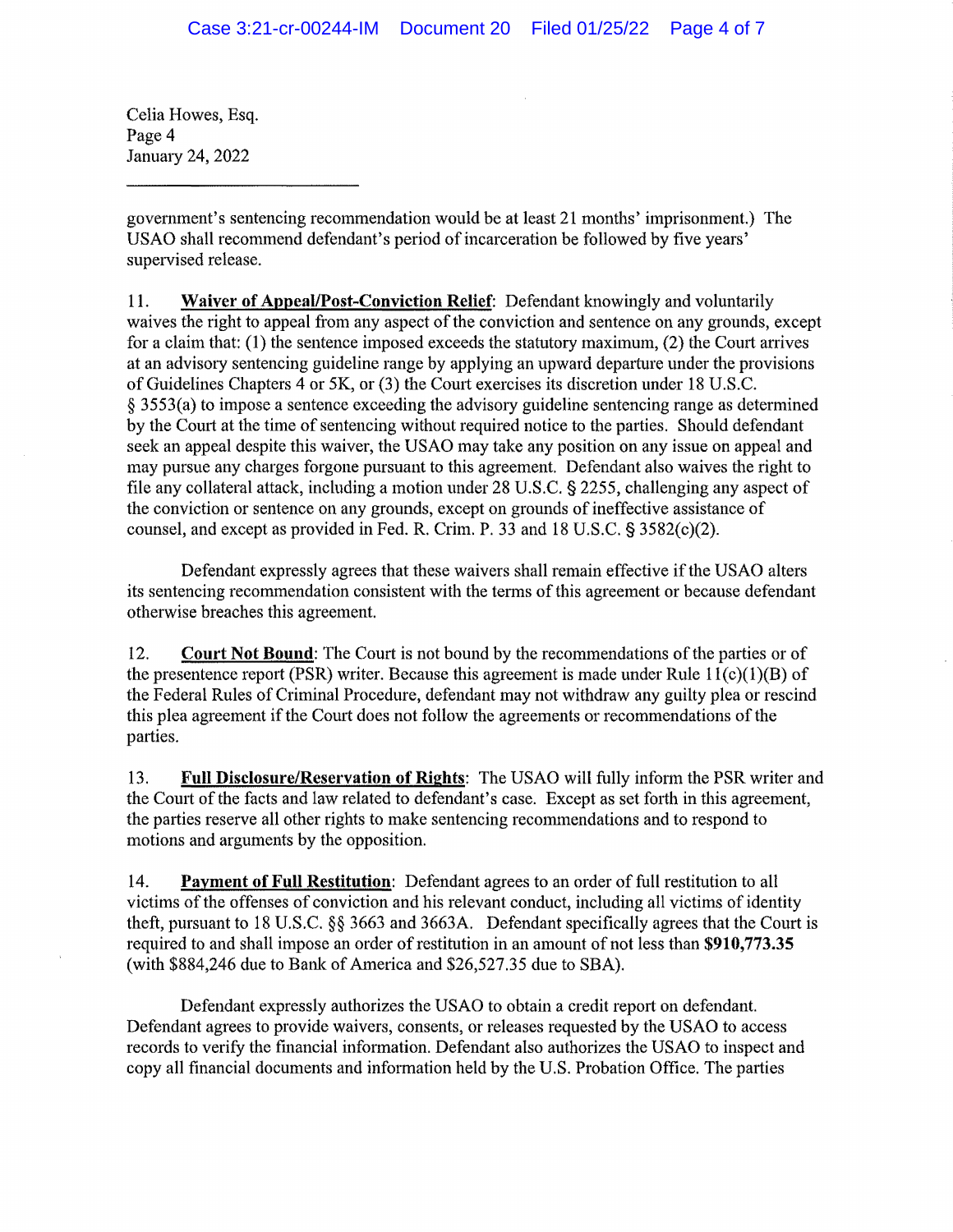Celia Howes, Esq.
Page 4
January 24, 2022

---

government's sentencing recommendation would be at least 21 months' imprisonment.) The USAO shall recommend defendant's period of incarceration be followed by five years' supervised release.

11. **Waiver of Appeal/Post-Conviction Relief**: Defendant knowingly and voluntarily waives the right to appeal from any aspect of the conviction and sentence on any grounds, except for a claim that: (1) the sentence imposed exceeds the statutory maximum, (2) the Court arrives at an advisory sentencing guideline range by applying an upward departure under the provisions of Guidelines Chapters 4 or 5K, or (3) the Court exercises its discretion under 18 U.S.C. § 3553(a) to impose a sentence exceeding the advisory guideline sentencing range as determined by the Court at the time of sentencing without required notice to the parties. Should defendant seek an appeal despite this waiver, the USAO may take any position on any issue on appeal and may pursue any charges forgone pursuant to this agreement. Defendant also waives the right to file any collateral attack, including a motion under 28 U.S.C. § 2255, challenging any aspect of the conviction or sentence on any grounds, except on grounds of ineffective assistance of counsel, and except as provided in Fed. R. Crim. P. 33 and 18 U.S.C. § 3582(c)(2).

Defendant expressly agrees that these waivers shall remain effective if the USAO alters its sentencing recommendation consistent with the terms of this agreement or because defendant otherwise breaches this agreement.

12. **Court Not Bound**: The Court is not bound by the recommendations of the parties or of the presentence report (PSR) writer. Because this agreement is made under Rule 11(c)(1)(B) of the Federal Rules of Criminal Procedure, defendant may not withdraw any guilty plea or rescind this plea agreement if the Court does not follow the agreements or recommendations of the parties.

13. **Full Disclosure/Reservation of Rights**: The USAO will fully inform the PSR writer and the Court of the facts and law related to defendant's case. Except as set forth in this agreement, the parties reserve all other rights to make sentencing recommendations and to respond to motions and arguments by the opposition.

14. **Payment of Full Restitution**: Defendant agrees to an order of full restitution to all victims of the offenses of conviction and his relevant conduct, including all victims of identity theft, pursuant to 18 U.S.C. §§ 3663 and 3663A. Defendant specifically agrees that the Court is required to and shall impose an order of restitution in an amount of not less than **$910,773.35** (with $884,246 due to Bank of America and $26,527.35 due to SBA).

Defendant expressly authorizes the USAO to obtain a credit report on defendant. Defendant agrees to provide waivers, consents, or releases requested by the USAO to access records to verify the financial information. Defendant also authorizes the USAO to inspect and copy all financial documents and information held by the U.S. Probation Office. The parties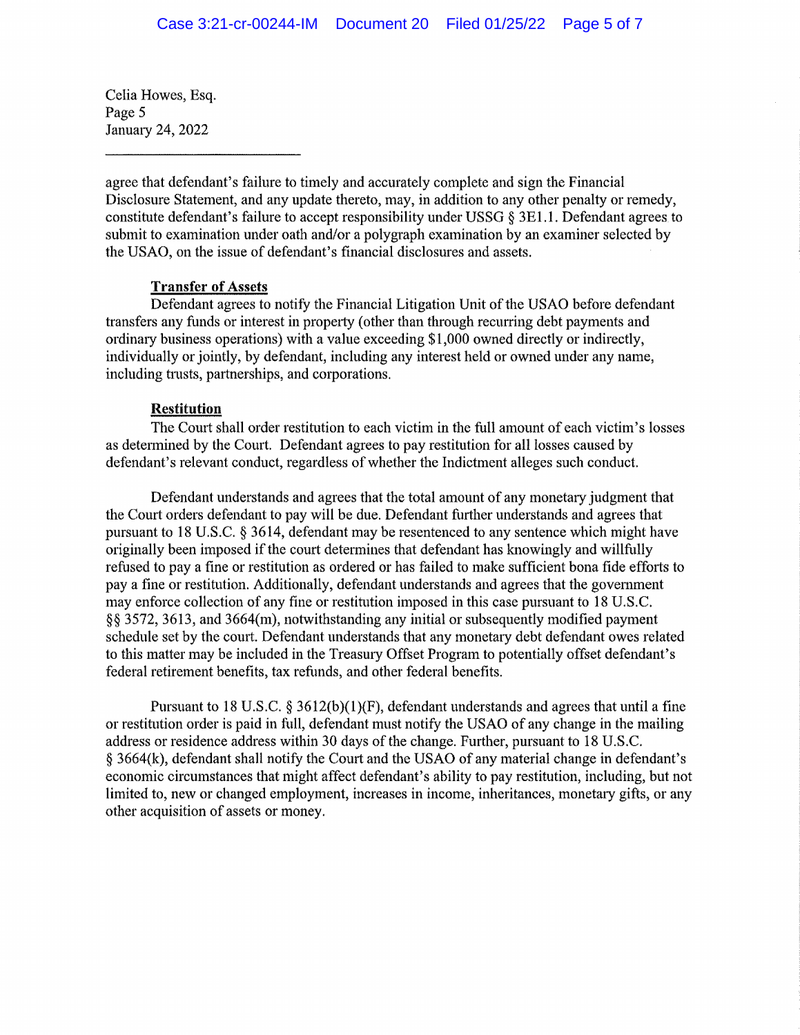Celia Howes, Esq.
Page 5
January 24, 2022

---

agree that defendant's failure to timely and accurately complete and sign the Financial Disclosure Statement, and any update thereto, may, in addition to any other penalty or remedy, constitute defendant's failure to accept responsibility under USSG § 3E1.1. Defendant agrees to submit to examination under oath and/or a polygraph examination by an examiner selected by the USAO, on the issue of defendant's financial disclosures and assets.

**Transfer of Assets**

Defendant agrees to notify the Financial Litigation Unit of the USAO before defendant transfers any funds or interest in property (other than through recurring debt payments and ordinary business operations) with a value exceeding $1,000 owned directly or indirectly, individually or jointly, by defendant, including any interest held or owned under any name, including trusts, partnerships, and corporations.

**Restitution**

The Court shall order restitution to each victim in the full amount of each victim's losses as determined by the Court. Defendant agrees to pay restitution for all losses caused by defendant's relevant conduct, regardless of whether the Indictment alleges such conduct.

Defendant understands and agrees that the total amount of any monetary judgment that the Court orders defendant to pay will be due. Defendant further understands and agrees that pursuant to 18 U.S.C. § 3614, defendant may be resentenced to any sentence which might have originally been imposed if the court determines that defendant has knowingly and willfully refused to pay a fine or restitution as ordered or has failed to make sufficient bona fide efforts to pay a fine or restitution. Additionally, defendant understands and agrees that the government may enforce collection of any fine or restitution imposed in this case pursuant to 18 U.S.C. §§ 3572, 3613, and 3664(m), notwithstanding any initial or subsequently modified payment schedule set by the court. Defendant understands that any monetary debt defendant owes related to this matter may be included in the Treasury Offset Program to potentially offset defendant's federal retirement benefits, tax refunds, and other federal benefits.

Pursuant to 18 U.S.C. § 3612(b)(1)(F), defendant understands and agrees that until a fine or restitution order is paid in full, defendant must notify the USAO of any change in the mailing address or residence address within 30 days of the change. Further, pursuant to 18 U.S.C. § 3664(k), defendant shall notify the Court and the USAO of any material change in defendant's economic circumstances that might affect defendant's ability to pay restitution, including, but not limited to, new or changed employment, increases in income, inheritances, monetary gifts, or any other acquisition of assets or money.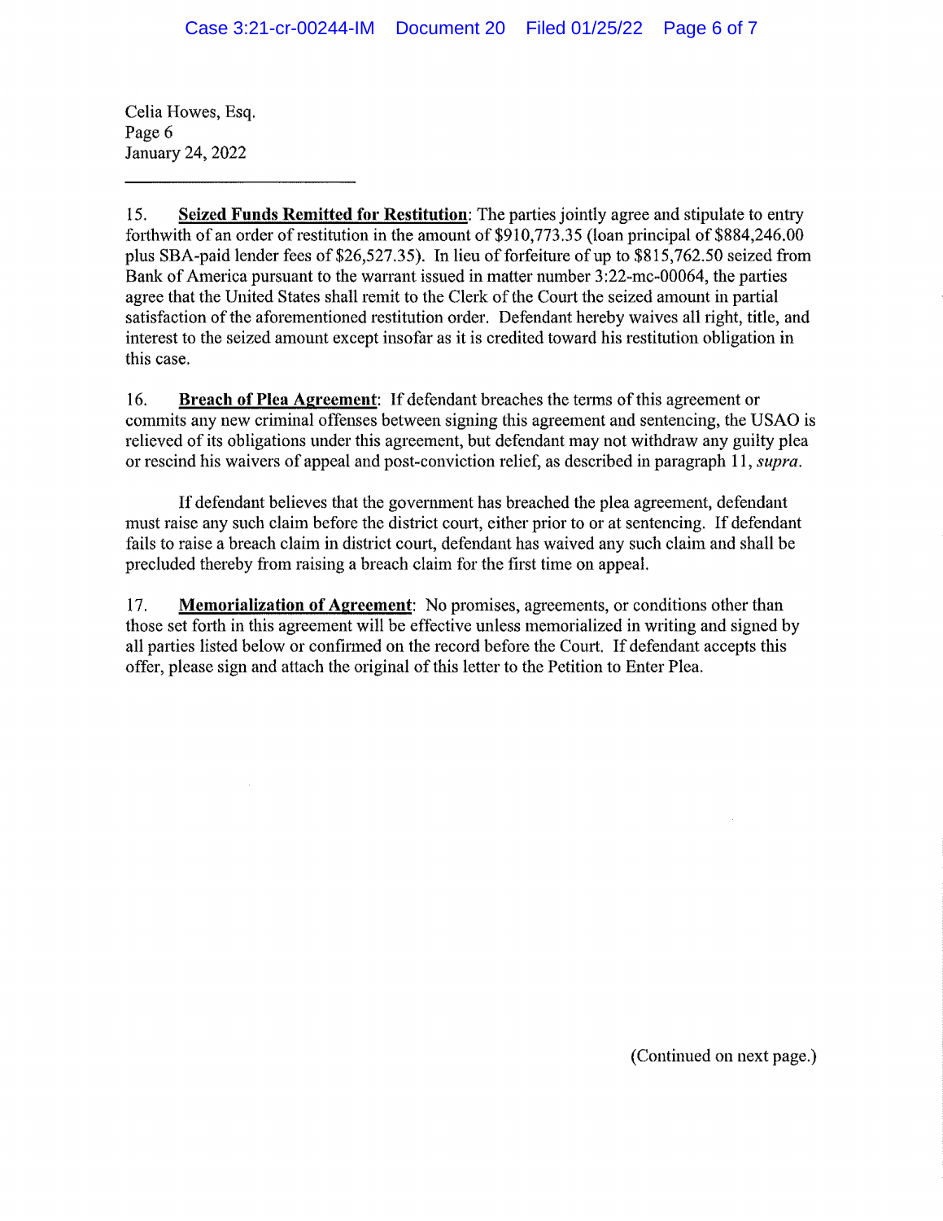Celia Howes, Esq.
Page 6
January 24, 2022

15. **Seized Funds Remitted for Restitution**: The parties jointly agree and stipulate to entry forthwith of an order of restitution in the amount of $910,773.35 (loan principal of $884,246.00 plus SBA-paid lender fees of $26,527.35). In lieu of forfeiture of up to $815,762.50 seized from Bank of America pursuant to the warrant issued in matter number 3:22-mc-00064, the parties agree that the United States shall remit to the Clerk of the Court the seized amount in partial satisfaction of the aforementioned restitution order. Defendant hereby waives all right, title, and interest to the seized amount except insofar as it is credited toward his restitution obligation in this case.

16. **Breach of Plea Agreement**: If defendant breaches the terms of this agreement or commits any new criminal offenses between signing this agreement and sentencing, the USAO is relieved of its obligations under this agreement, but defendant may not withdraw any guilty plea or rescind his waivers of appeal and post-conviction relief, as described in paragraph 11, *supra*.

If defendant believes that the government has breached the plea agreement, defendant must raise any such claim before the district court, either prior to or at sentencing. If defendant fails to raise a breach claim in district court, defendant has waived any such claim and shall be precluded thereby from raising a breach claim for the first time on appeal.

17. **Memorialization of Agreement**: No promises, agreements, or conditions other than those set forth in this agreement will be effective unless memorialized in writing and signed by all parties listed below or confirmed on the record before the Court. If defendant accepts this offer, please sign and attach the original of this letter to the Petition to Enter Plea.

(Continued on next page.)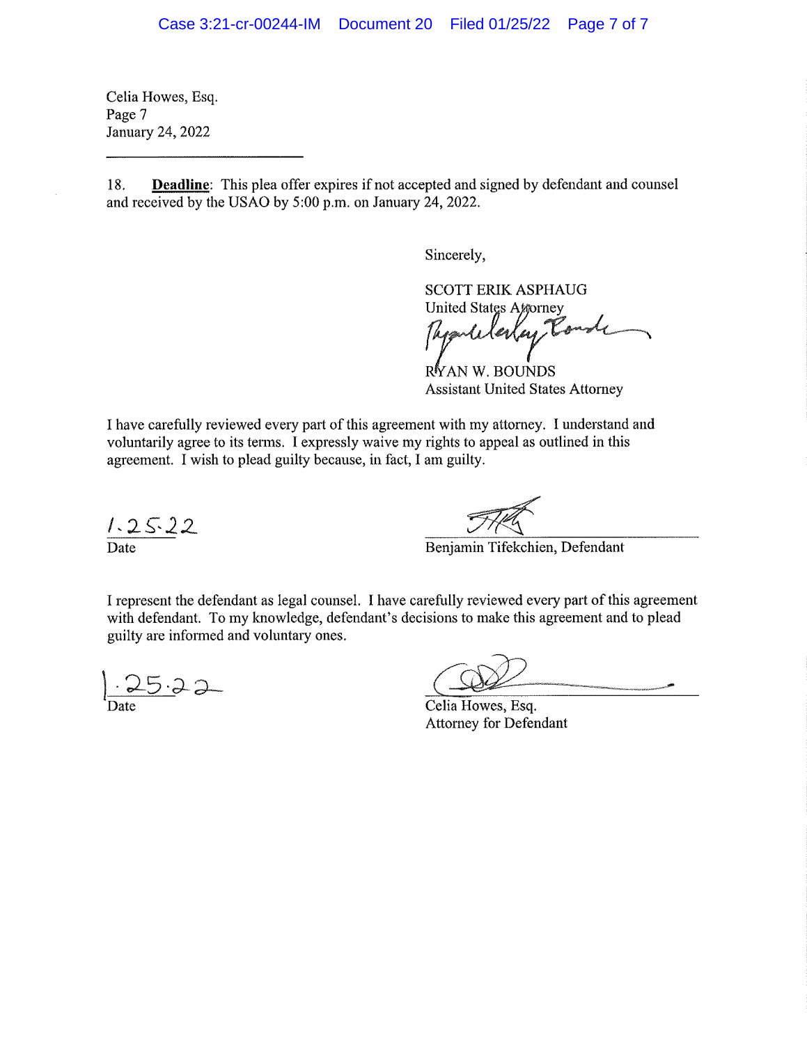Celia Howes, Esq.
Page 7
January 24, 2022

---

18. **Deadline**: This plea offer expires if not accepted and signed by defendant and counsel and received by the USAO by 5:00 p.m. on January 24, 2022.

Sincerely,

SCOTT ERIK ASPHAUG
United States Attorney

RYAN W. BOUNDS
Assistant United States Attorney

I have carefully reviewed every part of this agreement with my attorney. I understand and voluntarily agree to its terms. I expressly waive my rights to appeal as outlined in this agreement. I wish to plead guilty because, in fact, I am guilty.

1.25.22
Date

Benjamin Tifekchien, Defendant

I represent the defendant as legal counsel. I have carefully reviewed every part of this agreement with defendant. To my knowledge, defendant's decisions to make this agreement and to plead guilty are informed and voluntary ones.

1.25.22
Date

Celia Howes, Esq.
Attorney for Defendant